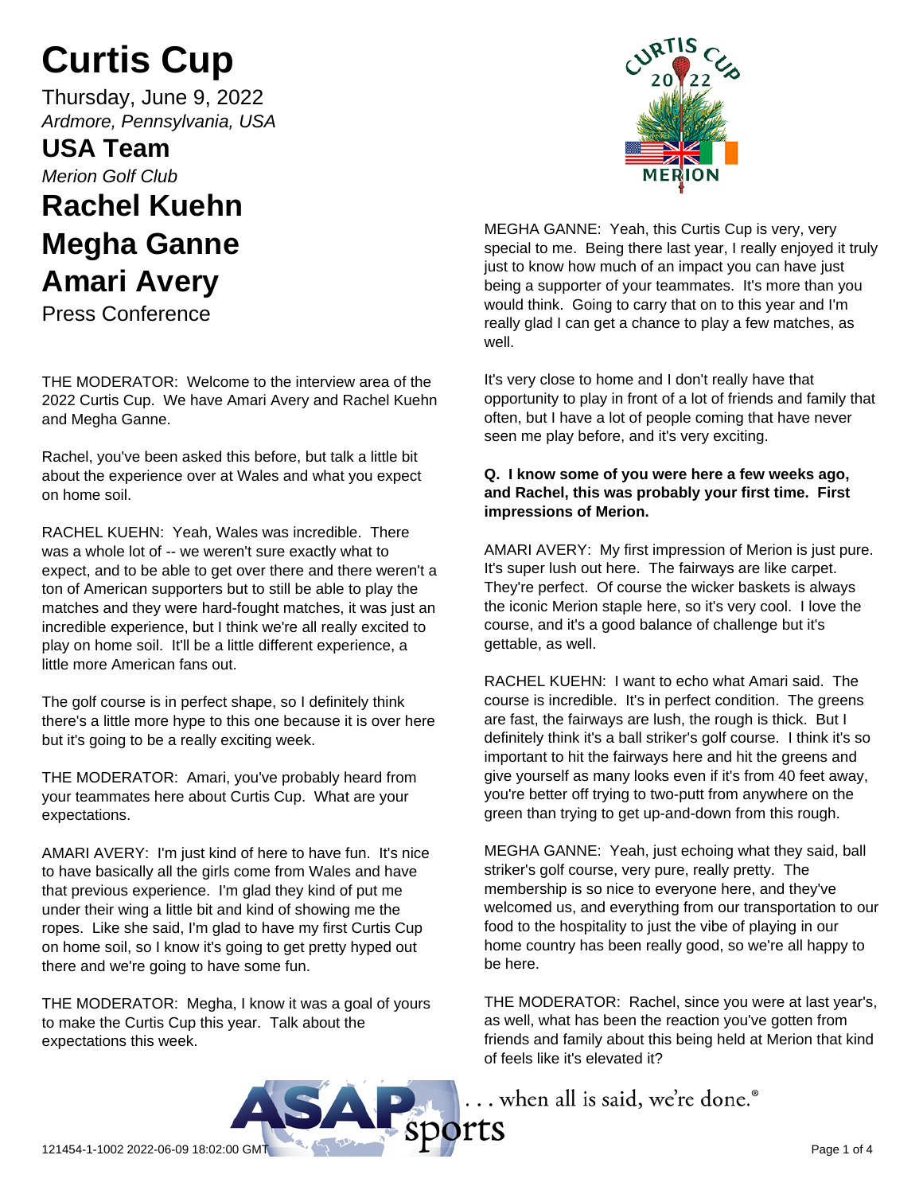# Curtis Cup

Thursday, June 9, 2022
*Ardmore, Pennsylvania, USA*

## USA Team

*Merion Golf Club*

## Rachel Kuehn
## Megha Ganne
## Amari Avery

Press Conference

THE MODERATOR: Welcome to the interview area of the 2022 Curtis Cup. We have Amari Avery and Rachel Kuehn and Megha Ganne.

Rachel, you've been asked this before, but talk a little bit about the experience over at Wales and what you expect on home soil.

RACHEL KUEHN: Yeah, Wales was incredible. There was a whole lot of -- we weren't sure exactly what to expect, and to be able to get over there and there weren't a ton of American supporters but to still be able to play the matches and they were hard-fought matches, it was just an incredible experience, but I think we're all really excited to play on home soil. It'll be a little different experience, a little more American fans out.

The golf course is in perfect shape, so I definitely think there's a little more hype to this one because it is over here but it's going to be a really exciting week.

THE MODERATOR: Amari, you've probably heard from your teammates here about Curtis Cup. What are your expectations.

AMARI AVERY: I'm just kind of here to have fun. It's nice to have basically all the girls come from Wales and have that previous experience. I'm glad they kind of put me under their wing a little bit and kind of showing me the ropes. Like she said, I'm glad to have my first Curtis Cup on home soil, so I know it's going to get pretty hyped out there and we're going to have some fun.

THE MODERATOR: Megha, I know it was a goal of yours to make the Curtis Cup this year. Talk about the expectations this week.

MEGHA GANNE: Yeah, this Curtis Cup is very, very special to me. Being there last year, I really enjoyed it truly just to know how much of an impact you can have just being a supporter of your teammates. It's more than you would think. Going to carry that on to this year and I'm really glad I can get a chance to play a few matches, as well.

It's very close to home and I don't really have that opportunity to play in front of a lot of friends and family that often, but I have a lot of people coming that have never seen me play before, and it's very exciting.

**Q. I know some of you were here a few weeks ago, and Rachel, this was probably your first time. First impressions of Merion.**

AMARI AVERY: My first impression of Merion is just pure. It's super lush out here. The fairways are like carpet. They're perfect. Of course the wicker baskets is always the iconic Merion staple here, so it's very cool. I love the course, and it's a good balance of challenge but it's gettable, as well.

RACHEL KUEHN: I want to echo what Amari said. The course is incredible. It's in perfect condition. The greens are fast, the fairways are lush, the rough is thick. But I definitely think it's a ball striker's golf course. I think it's so important to hit the fairways here and hit the greens and give yourself as many looks even if it's from 40 feet away, you're better off trying to two-putt from anywhere on the green than trying to get up-and-down from this rough.

MEGHA GANNE: Yeah, just echoing what they said, ball striker's golf course, very pure, really pretty. The membership is so nice to everyone here, and they've welcomed us, and everything from our transportation to our food to the hospitality to just the vibe of playing in our home country has been really good, so we're all happy to be here.

THE MODERATOR: Rachel, since you were at last year's, as well, what has been the reaction you've gotten from friends and family about this being held at Merion that kind of feels like it's elevated it?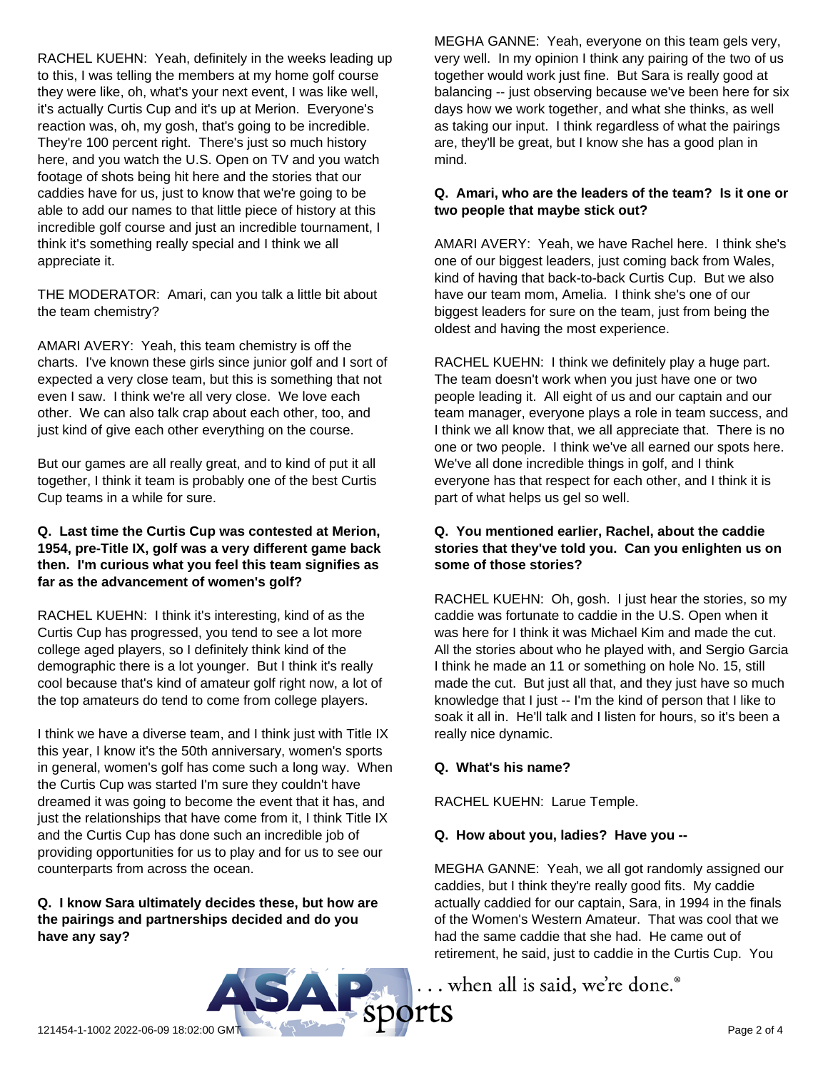RACHEL KUEHN: Yeah, definitely in the weeks leading up to this, I was telling the members at my home golf course they were like, oh, what's your next event, I was like well, it's actually Curtis Cup and it's up at Merion. Everyone's reaction was, oh, my gosh, that's going to be incredible. They're 100 percent right. There's just so much history here, and you watch the U.S. Open on TV and you watch footage of shots being hit here and the stories that our caddies have for us, just to know that we're going to be able to add our names to that little piece of history at this incredible golf course and just an incredible tournament, I think it's something really special and I think we all appreciate it.

THE MODERATOR: Amari, can you talk a little bit about the team chemistry?

AMARI AVERY: Yeah, this team chemistry is off the charts. I've known these girls since junior golf and I sort of expected a very close team, but this is something that not even I saw. I think we're all very close. We love each other. We can also talk crap about each other, too, and just kind of give each other everything on the course.

But our games are all really great, and to kind of put it all together, I think it team is probably one of the best Curtis Cup teams in a while for sure.

**Q. Last time the Curtis Cup was contested at Merion, 1954, pre-Title IX, golf was a very different game back then. I'm curious what you feel this team signifies as far as the advancement of women's golf?**

RACHEL KUEHN: I think it's interesting, kind of as the Curtis Cup has progressed, you tend to see a lot more college aged players, so I definitely think kind of the demographic there is a lot younger. But I think it's really cool because that's kind of amateur golf right now, a lot of the top amateurs do tend to come from college players.

I think we have a diverse team, and I think just with Title IX this year, I know it's the 50th anniversary, women's sports in general, women's golf has come such a long way. When the Curtis Cup was started I'm sure they couldn't have dreamed it was going to become the event that it has, and just the relationships that have come from it, I think Title IX and the Curtis Cup has done such an incredible job of providing opportunities for us to play and for us to see our counterparts from across the ocean.

**Q. I know Sara ultimately decides these, but how are the pairings and partnerships decided and do you have any say?**

MEGHA GANNE: Yeah, everyone on this team gels very, very well. In my opinion I think any pairing of the two of us together would work just fine. But Sara is really good at balancing -- just observing because we've been here for six days how we work together, and what she thinks, as well as taking our input. I think regardless of what the pairings are, they'll be great, but I know she has a good plan in mind.

**Q. Amari, who are the leaders of the team? Is it one or two people that maybe stick out?**

AMARI AVERY: Yeah, we have Rachel here. I think she's one of our biggest leaders, just coming back from Wales, kind of having that back-to-back Curtis Cup. But we also have our team mom, Amelia. I think she's one of our biggest leaders for sure on the team, just from being the oldest and having the most experience.

RACHEL KUEHN: I think we definitely play a huge part. The team doesn't work when you just have one or two people leading it. All eight of us and our captain and our team manager, everyone plays a role in team success, and I think we all know that, we all appreciate that. There is no one or two people. I think we've all earned our spots here. We've all done incredible things in golf, and I think everyone has that respect for each other, and I think it is part of what helps us gel so well.

**Q. You mentioned earlier, Rachel, about the caddie stories that they've told you. Can you enlighten us on some of those stories?**

RACHEL KUEHN: Oh, gosh. I just hear the stories, so my caddie was fortunate to caddie in the U.S. Open when it was here for I think it was Michael Kim and made the cut. All the stories about who he played with, and Sergio Garcia I think he made an 11 or something on hole No. 15, still made the cut. But just all that, and they just have so much knowledge that I just -- I'm the kind of person that I like to soak it all in. He'll talk and I listen for hours, so it's been a really nice dynamic.

**Q. What's his name?**

RACHEL KUEHN: Larue Temple.

**Q. How about you, ladies? Have you --**

MEGHA GANNE: Yeah, we all got randomly assigned our caddies, but I think they're really good fits. My caddie actually caddied for our captain, Sara, in 1994 in the finals of the Women's Western Amateur. That was cool that we had the same caddie that she had. He came out of retirement, he said, just to caddie in the Curtis Cup. You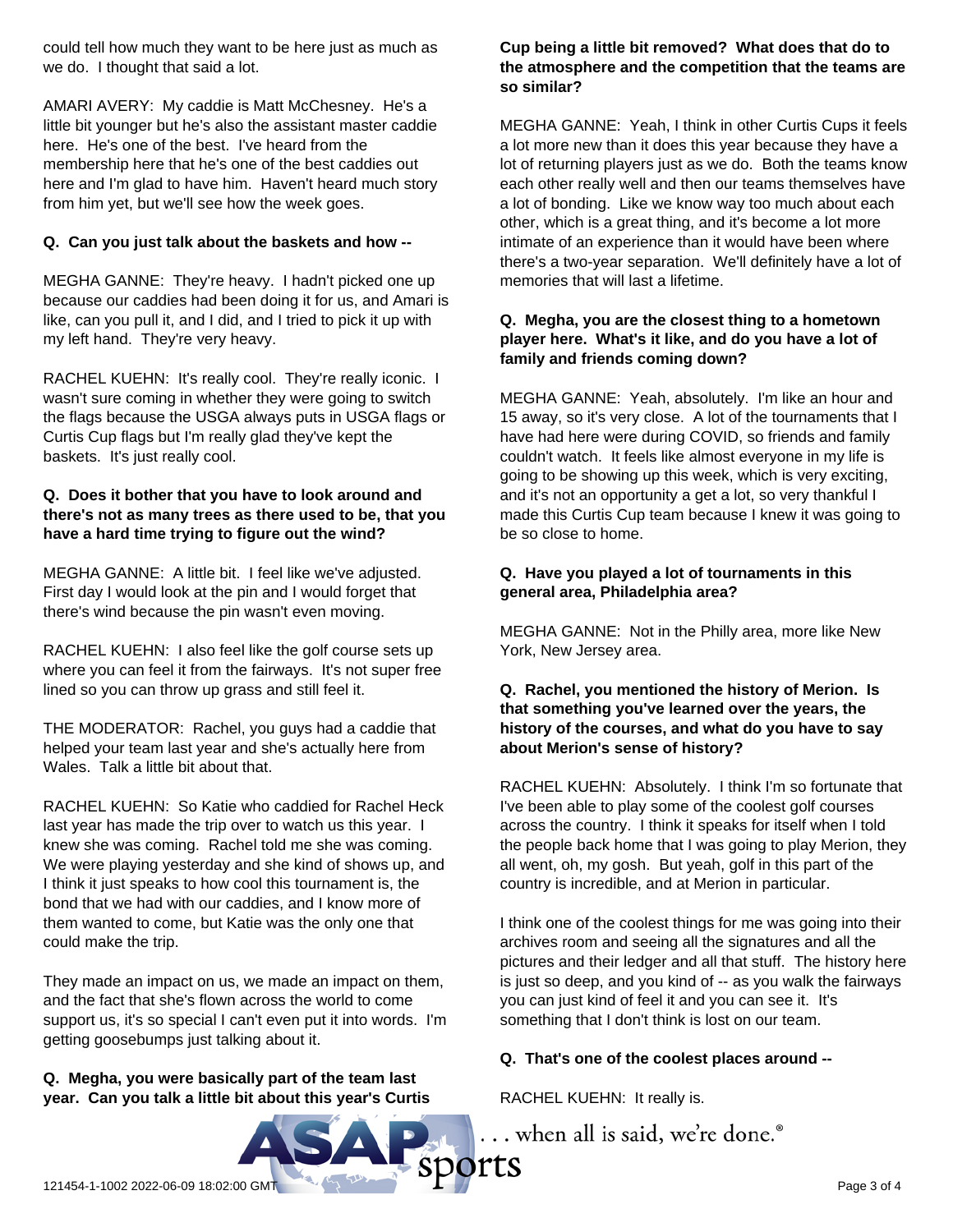could tell how much they want to be here just as much as we do. I thought that said a lot.

AMARI AVERY: My caddie is Matt McChesney. He's a little bit younger but he's also the assistant master caddie here. He's one of the best. I've heard from the membership here that he's one of the best caddies out here and I'm glad to have him. Haven't heard much story from him yet, but we'll see how the week goes.

**Q. Can you just talk about the baskets and how --**

MEGHA GANNE: They're heavy. I hadn't picked one up because our caddies had been doing it for us, and Amari is like, can you pull it, and I did, and I tried to pick it up with my left hand. They're very heavy.

RACHEL KUEHN: It's really cool. They're really iconic. I wasn't sure coming in whether they were going to switch the flags because the USGA always puts in USGA flags or Curtis Cup flags but I'm really glad they've kept the baskets. It's just really cool.

**Q. Does it bother that you have to look around and there's not as many trees as there used to be, that you have a hard time trying to figure out the wind?**

MEGHA GANNE: A little bit. I feel like we've adjusted. First day I would look at the pin and I would forget that there's wind because the pin wasn't even moving.

RACHEL KUEHN: I also feel like the golf course sets up where you can feel it from the fairways. It's not super free lined so you can throw up grass and still feel it.

THE MODERATOR: Rachel, you guys had a caddie that helped your team last year and she's actually here from Wales. Talk a little bit about that.

RACHEL KUEHN: So Katie who caddied for Rachel Heck last year has made the trip over to watch us this year. I knew she was coming. Rachel told me she was coming. We were playing yesterday and she kind of shows up, and I think it just speaks to how cool this tournament is, the bond that we had with our caddies, and I know more of them wanted to come, but Katie was the only one that could make the trip.

They made an impact on us, we made an impact on them, and the fact that she's flown across the world to come support us, it's so special I can't even put it into words. I'm getting goosebumps just talking about it.

**Q. Megha, you were basically part of the team last year. Can you talk a little bit about this year's Curtis Cup being a little bit removed? What does that do to the atmosphere and the competition that the teams are so similar?**

MEGHA GANNE: Yeah, I think in other Curtis Cups it feels a lot more new than it does this year because they have a lot of returning players just as we do. Both the teams know each other really well and then our teams themselves have a lot of bonding. Like we know way too much about each other, which is a great thing, and it's become a lot more intimate of an experience than it would have been where there's a two-year separation. We'll definitely have a lot of memories that will last a lifetime.

**Q. Megha, you are the closest thing to a hometown player here. What's it like, and do you have a lot of family and friends coming down?**

MEGHA GANNE: Yeah, absolutely. I'm like an hour and 15 away, so it's very close. A lot of the tournaments that I have had here were during COVID, so friends and family couldn't watch. It feels like almost everyone in my life is going to be showing up this week, which is very exciting, and it's not an opportunity a get a lot, so very thankful I made this Curtis Cup team because I knew it was going to be so close to home.

**Q. Have you played a lot of tournaments in this general area, Philadelphia area?**

MEGHA GANNE: Not in the Philly area, more like New York, New Jersey area.

**Q. Rachel, you mentioned the history of Merion. Is that something you've learned over the years, the history of the courses, and what do you have to say about Merion's sense of history?**

RACHEL KUEHN: Absolutely. I think I'm so fortunate that I've been able to play some of the coolest golf courses across the country. I think it speaks for itself when I told the people back home that I was going to play Merion, they all went, oh, my gosh. But yeah, golf in this part of the country is incredible, and at Merion in particular.

I think one of the coolest things for me was going into their archives room and seeing all the signatures and all the pictures and their ledger and all that stuff. The history here is just so deep, and you kind of -- as you walk the fairways you can just kind of feel it and you can see it. It's something that I don't think is lost on our team.

**Q. That's one of the coolest places around --**

RACHEL KUEHN: It really is.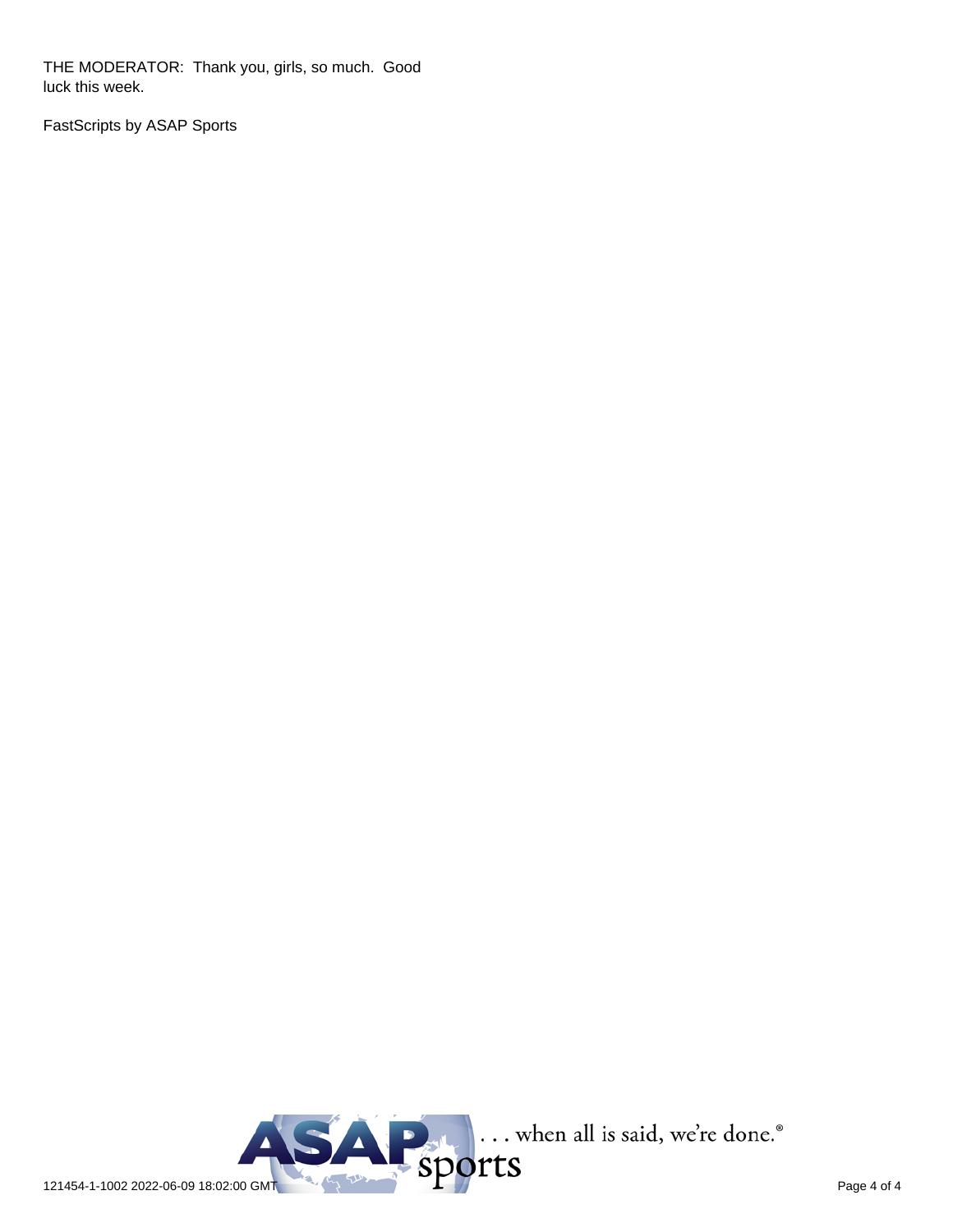THE MODERATOR: Thank you, girls, so much. Good luck this week.

FastScripts by ASAP Sports